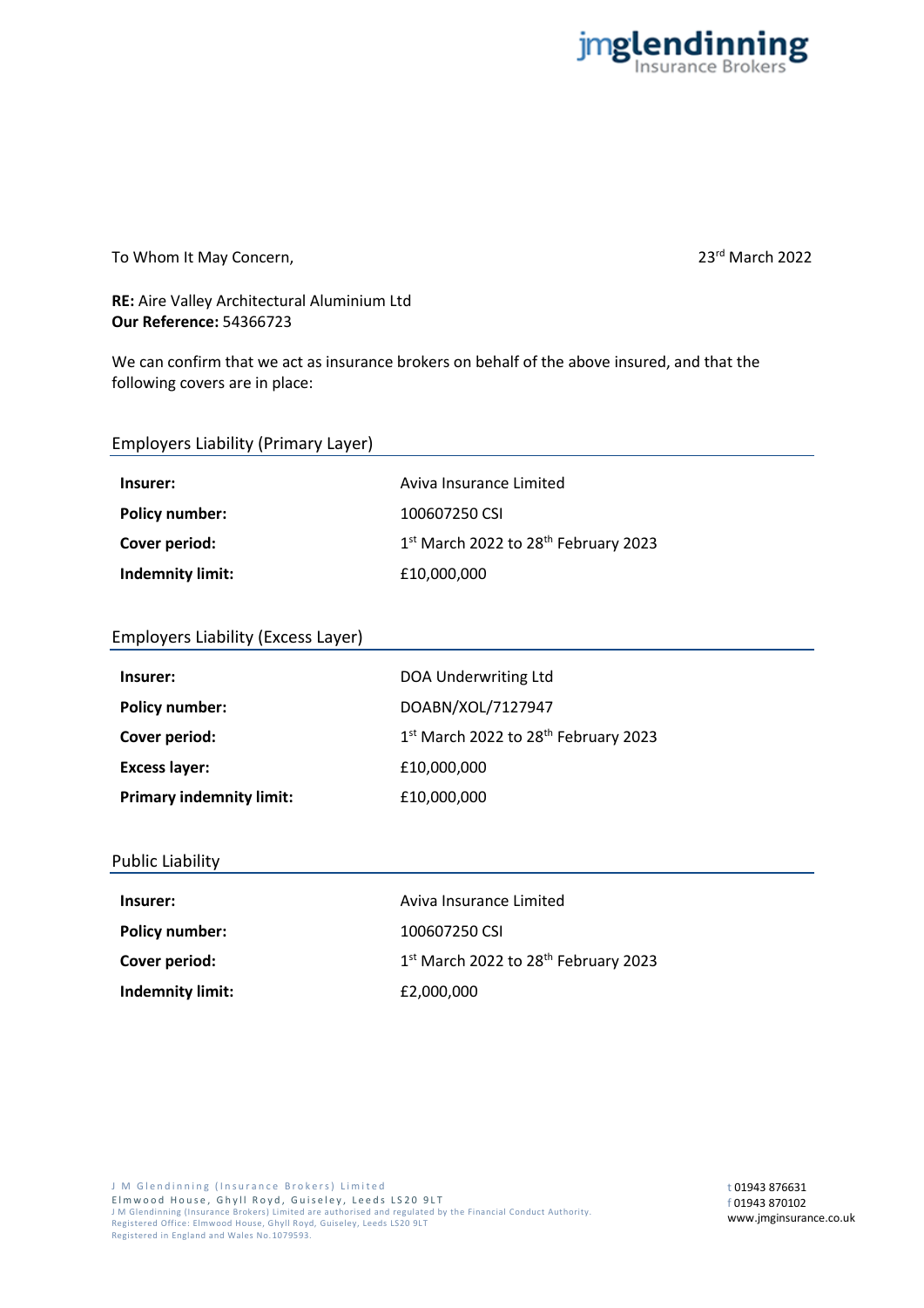jmglendinning Insurance Brokers

To Whom It May Concern,

23rd March 2022

**RE:** Aire Valley Architectural Aluminium Ltd
**Our Reference:** 54366723

We can confirm that we act as insurance brokers on behalf of the above insured, and that the following covers are in place:

## Employers Liability (Primary Layer)

| | |
|---|---|
| **Insurer:** | Aviva Insurance Limited |
| **Policy number:** | 100607250 CSI |
| **Cover period:** | 1st March 2022 to 28th February 2023 |
| **Indemnity limit:** | £10,000,000 |

## Employers Liability (Excess Layer)

| | |
|---|---|
| **Insurer:** | DOA Underwriting Ltd |
| **Policy number:** | DOABN/XOL/7127947 |
| **Cover period:** | 1st March 2022 to 28th February 2023 |
| **Excess layer:** | £10,000,000 |
| **Primary indemnity limit:** | £10,000,000 |

## Public Liability

| | |
|---|---|
| **Insurer:** | Aviva Insurance Limited |
| **Policy number:** | 100607250 CSI |
| **Cover period:** | 1st March 2022 to 28th February 2023 |
| **Indemnity limit:** | £2,000,000 |

J M Glendinning (Insurance Brokers) Limited
Elmwood House, Ghyll Royd, Guiseley, Leeds LS20 9LT
J M Glendinning (Insurance Brokers) Limited are authorised and regulated by the Financial Conduct Authority.
Registered Office: Elmwood House, Ghyll Royd, Guiseley, Leeds LS20 9LT
Registered in England and Wales No.1079593.

t 01943 876631
f 01943 870102
www.jmginsurance.co.uk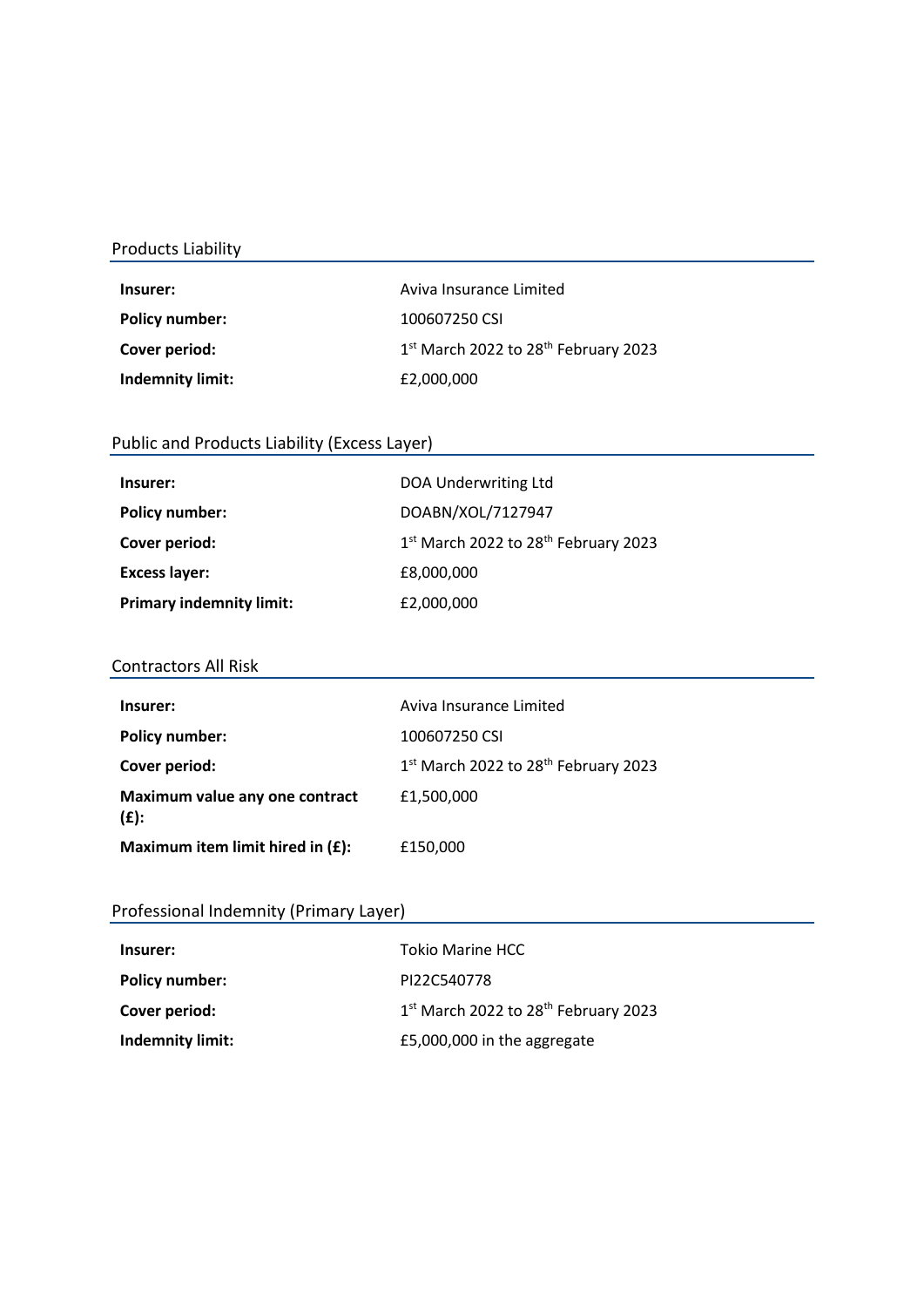## Products Liability

| | |
|---|---|
| **Insurer:** | Aviva Insurance Limited |
| **Policy number:** | 100607250 CSI |
| **Cover period:** | 1st March 2022 to 28th February 2023 |
| **Indemnity limit:** | £2,000,000 |

## Public and Products Liability (Excess Layer)

| | |
|---|---|
| **Insurer:** | DOA Underwriting Ltd |
| **Policy number:** | DOABN/XOL/7127947 |
| **Cover period:** | 1st March 2022 to 28th February 2023 |
| **Excess layer:** | £8,000,000 |
| **Primary indemnity limit:** | £2,000,000 |

## Contractors All Risk

| | |
|---|---|
| **Insurer:** | Aviva Insurance Limited |
| **Policy number:** | 100607250 CSI |
| **Cover period:** | 1st March 2022 to 28th February 2023 |
| **Maximum value any one contract (£):** | £1,500,000 |
| **Maximum item limit hired in (£):** | £150,000 |

## Professional Indemnity (Primary Layer)

| | |
|---|---|
| **Insurer:** | Tokio Marine HCC |
| **Policy number:** | PI22C540778 |
| **Cover period:** | 1st March 2022 to 28th February 2023 |
| **Indemnity limit:** | £5,000,000 in the aggregate |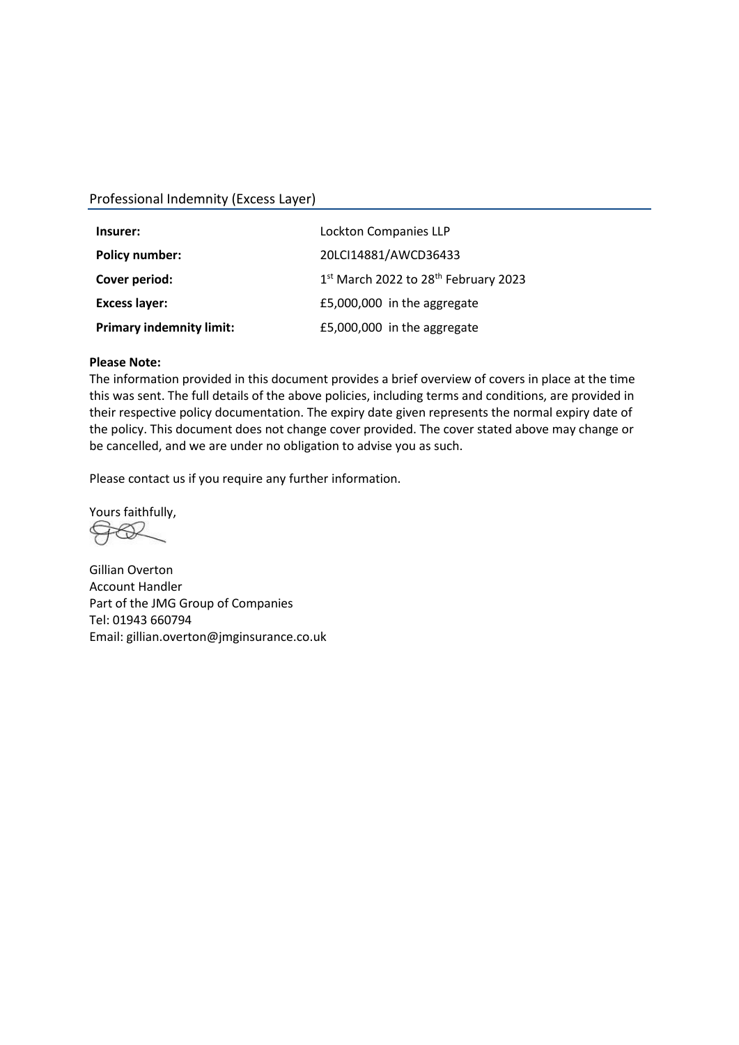## Professional Indemnity (Excess Layer)

| | |
|---|---|
| **Insurer:** | Lockton Companies LLP |
| **Policy number:** | 20LCI14881/AWCD36433 |
| **Cover period:** | 1st March 2022 to 28th February 2023 |
| **Excess layer:** | £5,000,000 in the aggregate |
| **Primary indemnity limit:** | £5,000,000 in the aggregate |

**Please Note:**
The information provided in this document provides a brief overview of covers in place at the time this was sent. The full details of the above policies, including terms and conditions, are provided in their respective policy documentation. The expiry date given represents the normal expiry date of the policy. This document does not change cover provided. The cover stated above may change or be cancelled, and we are under no obligation to advise you as such.

Please contact us if you require any further information.

Yours faithfully,

Gillian Overton
Account Handler
Part of the JMG Group of Companies
Tel: 01943 660794
Email: gillian.overton@jmginsurance.co.uk